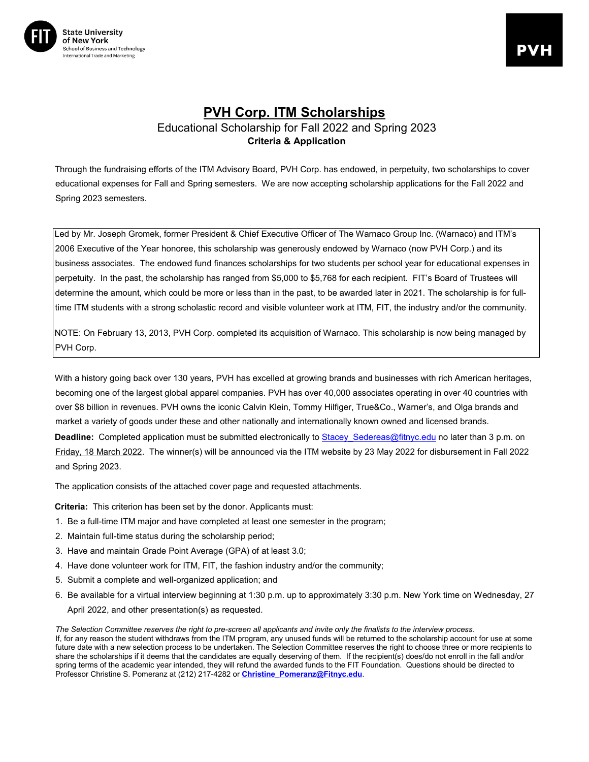State University of New York
School of Business and Technology
International Trade and Marketing

PVH

# PVH Corp. ITM Scholarships

## Educational Scholarship for Fall 2022 and Spring 2023

**Criteria & Application**

Through the fundraising efforts of the ITM Advisory Board, PVH Corp. has endowed, in perpetuity, two scholarships to cover educational expenses for Fall and Spring semesters. We are now accepting scholarship applications for the Fall 2022 and Spring 2023 semesters.

Led by Mr. Joseph Gromek, former President & Chief Executive Officer of The Warnaco Group Inc. (Warnaco) and ITM's 2006 Executive of the Year honoree, this scholarship was generously endowed by Warnaco (now PVH Corp.) and its business associates. The endowed fund finances scholarships for two students per school year for educational expenses in perpetuity. In the past, the scholarship has ranged from $5,000 to $5,768 for each recipient. FIT's Board of Trustees will determine the amount, which could be more or less than in the past, to be awarded later in 2021. The scholarship is for full-time ITM students with a strong scholastic record and visible volunteer work at ITM, FIT, the industry and/or the community.

NOTE: On February 13, 2013, PVH Corp. completed its acquisition of Warnaco. This scholarship is now being managed by PVH Corp.

With a history going back over 130 years, PVH has excelled at growing brands and businesses with rich American heritages, becoming one of the largest global apparel companies. PVH has over 40,000 associates operating in over 40 countries with over $8 billion in revenues. PVH owns the iconic Calvin Klein, Tommy Hilfiger, True&Co., Warner's, and Olga brands and market a variety of goods under these and other nationally and internationally known owned and licensed brands.

**Deadline:** Completed application must be submitted electronically to Stacey_Sedereas@fitnyc.edu no later than 3 p.m. on Friday, 18 March 2022. The winner(s) will be announced via the ITM website by 23 May 2022 for disbursement in Fall 2022 and Spring 2023.

The application consists of the attached cover page and requested attachments.

**Criteria:** This criterion has been set by the donor. Applicants must:

1. Be a full-time ITM major and have completed at least one semester in the program;
2. Maintain full-time status during the scholarship period;
3. Have and maintain Grade Point Average (GPA) of at least 3.0;
4. Have done volunteer work for ITM, FIT, the fashion industry and/or the community;
5. Submit a complete and well-organized application; and
6. Be available for a virtual interview beginning at 1:30 p.m. up to approximately 3:30 p.m. New York time on Wednesday, 27 April 2022, and other presentation(s) as requested.

*The Selection Committee reserves the right to pre-screen all applicants and invite only the finalists to the interview process.*
If, for any reason the student withdraws from the ITM program, any unused funds will be returned to the scholarship account for use at some future date with a new selection process to be undertaken. The Selection Committee reserves the right to choose three or more recipients to share the scholarships if it deems that the candidates are equally deserving of them. If the recipient(s) does/do not enroll in the fall and/or spring terms of the academic year intended, they will refund the awarded funds to the FIT Foundation. Questions should be directed to Professor Christine S. Pomeranz at (212) 217-4282 or **Christine_Pomeranz@Fitnyc.edu**.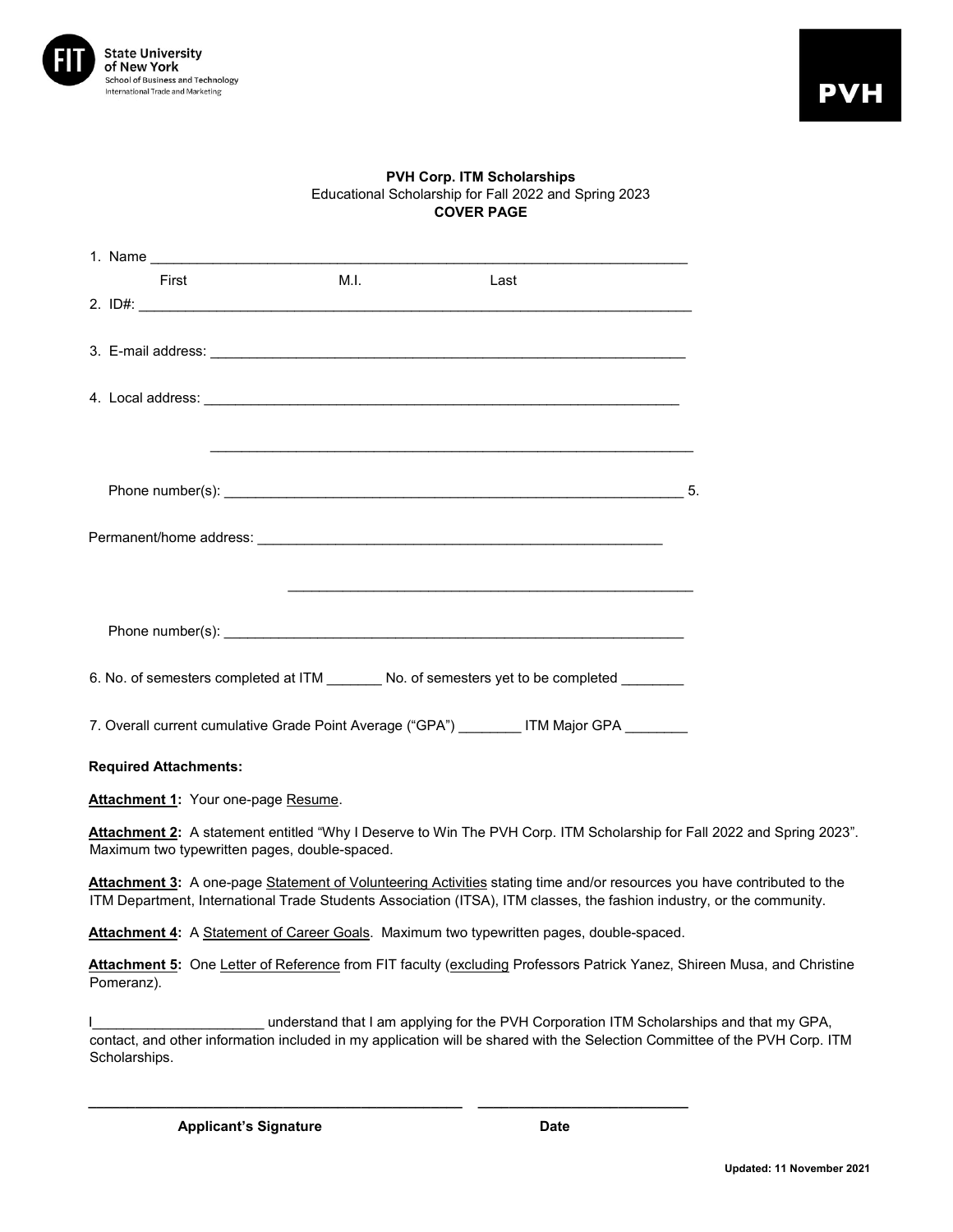FIT State University of New York
School of Business and Technology
International Trade and Marketing

PVH

**PVH Corp. ITM Scholarships**
Educational Scholarship for Fall 2022 and Spring 2023
**COVER PAGE**

1. Name ______________________________________________________________________
   First                    M.I.                    Last
2. ID#: ______________________________________________________________________

3. E-mail address: ____________________________________________________________

4. Local address: _____________________________________________________________

   ______________________________________________________________

   Phone number(s): ___________________________________________________________ 5.

Permanent/home address: ______________________________________________________

   ______________________________________________________

   Phone number(s): ___________________________________________________________

6. No. of semesters completed at ITM _______ No. of semesters yet to be completed ________

7. Overall current cumulative Grade Point Average ("GPA") ________ ITM Major GPA ________

**Required Attachments:**

**Attachment 1:** Your one-page Resume.

**Attachment 2:** A statement entitled "Why I Deserve to Win The PVH Corp. ITM Scholarship for Fall 2022 and Spring 2023". Maximum two typewritten pages, double-spaced.

**Attachment 3:** A one-page Statement of Volunteering Activities stating time and/or resources you have contributed to the ITM Department, International Trade Students Association (ITSA), ITM classes, the fashion industry, or the community.

**Attachment 4:** A Statement of Career Goals. Maximum two typewritten pages, double-spaced.

**Attachment 5:** One Letter of Reference from FIT faculty (excluding Professors Patrick Yanez, Shireen Musa, and Christine Pomeranz).

I______________________ understand that I am applying for the PVH Corporation ITM Scholarships and that my GPA, contact, and other information included in my application will be shared with the Selection Committee of the PVH Corp. ITM Scholarships.

______________________________________________          __________________________

**Applicant's Signature**                                        **Date**

**Updated: 11 November 2021**